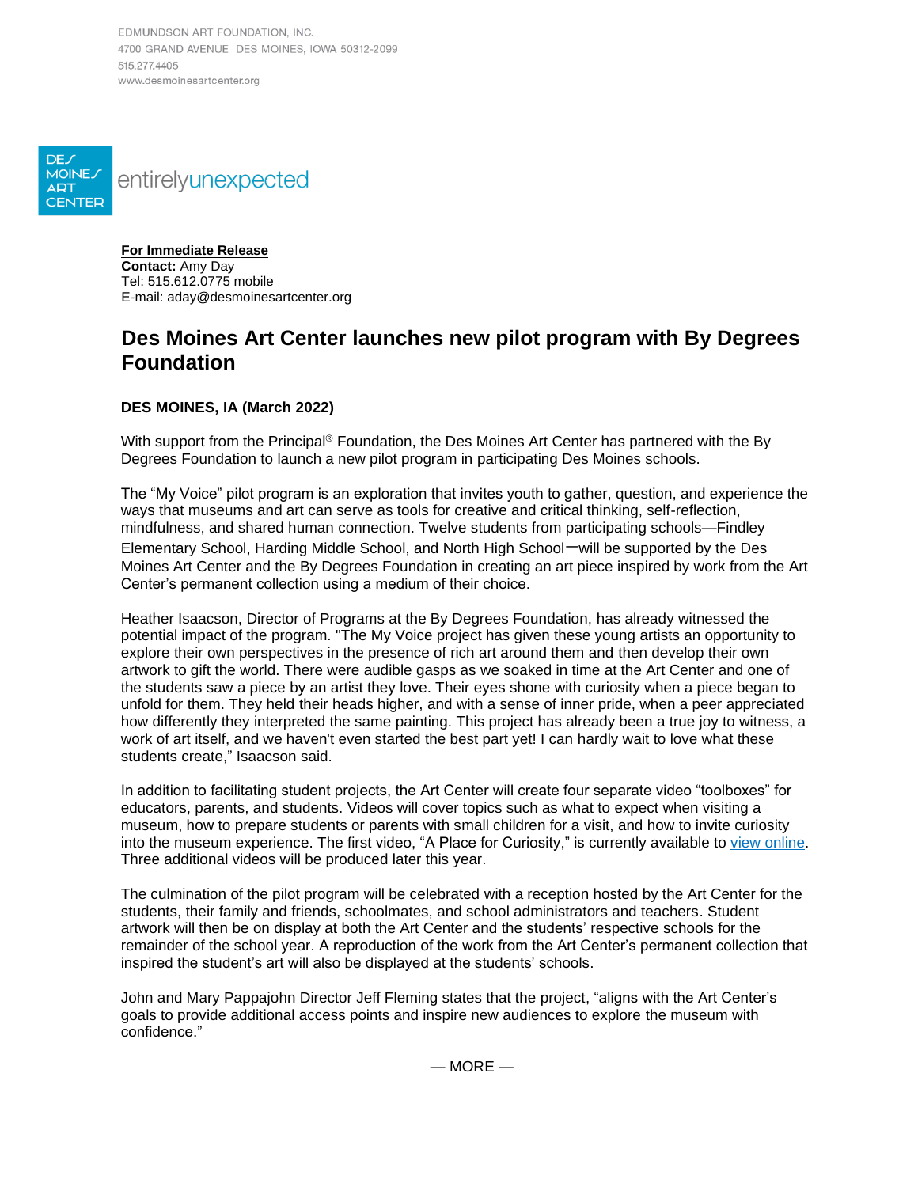EDMUNDSON ART FOUNDATION, INC.
4700 GRAND AVENUE DES MOINES, IOWA 50312-2099
515.277.4405
www.desmoinesartcenter.org

DES MOINES ART CENTER entirelyunexpected

**For Immediate Release**
**Contact:** Amy Day
Tel: 515.612.0775 mobile
E-mail: aday@desmoinesartcenter.org

# Des Moines Art Center launches new pilot program with By Degrees Foundation

**DES MOINES, IA (March 2022)**

With support from the Principal® Foundation, the Des Moines Art Center has partnered with the By Degrees Foundation to launch a new pilot program in participating Des Moines schools.

The "My Voice" pilot program is an exploration that invites youth to gather, question, and experience the ways that museums and art can serve as tools for creative and critical thinking, self-reflection, mindfulness, and shared human connection. Twelve students from participating schools—Findley Elementary School, Harding Middle School, and North High School—will be supported by the Des Moines Art Center and the By Degrees Foundation in creating an art piece inspired by work from the Art Center's permanent collection using a medium of their choice.

Heather Isaacson, Director of Programs at the By Degrees Foundation, has already witnessed the potential impact of the program. "The My Voice project has given these young artists an opportunity to explore their own perspectives in the presence of rich art around them and then develop their own artwork to gift the world. There were audible gasps as we soaked in time at the Art Center and one of the students saw a piece by an artist they love. Their eyes shone with curiosity when a piece began to unfold for them. They held their heads higher, and with a sense of inner pride, when a peer appreciated how differently they interpreted the same painting. This project has already been a true joy to witness, a work of art itself, and we haven't even started the best part yet! I can hardly wait to love what these students create," Isaacson said.

In addition to facilitating student projects, the Art Center will create four separate video "toolboxes" for educators, parents, and students. Videos will cover topics such as what to expect when visiting a museum, how to prepare students or parents with small children for a visit, and how to invite curiosity into the museum experience. The first video, "A Place for Curiosity," is currently available to view online. Three additional videos will be produced later this year.

The culmination of the pilot program will be celebrated with a reception hosted by the Art Center for the students, their family and friends, schoolmates, and school administrators and teachers. Student artwork will then be on display at both the Art Center and the students' respective schools for the remainder of the school year. A reproduction of the work from the Art Center's permanent collection that inspired the student's art will also be displayed at the students' schools.

John and Mary Pappajohn Director Jeff Fleming states that the project, "aligns with the Art Center's goals to provide additional access points and inspire new audiences to explore the museum with confidence."

— MORE —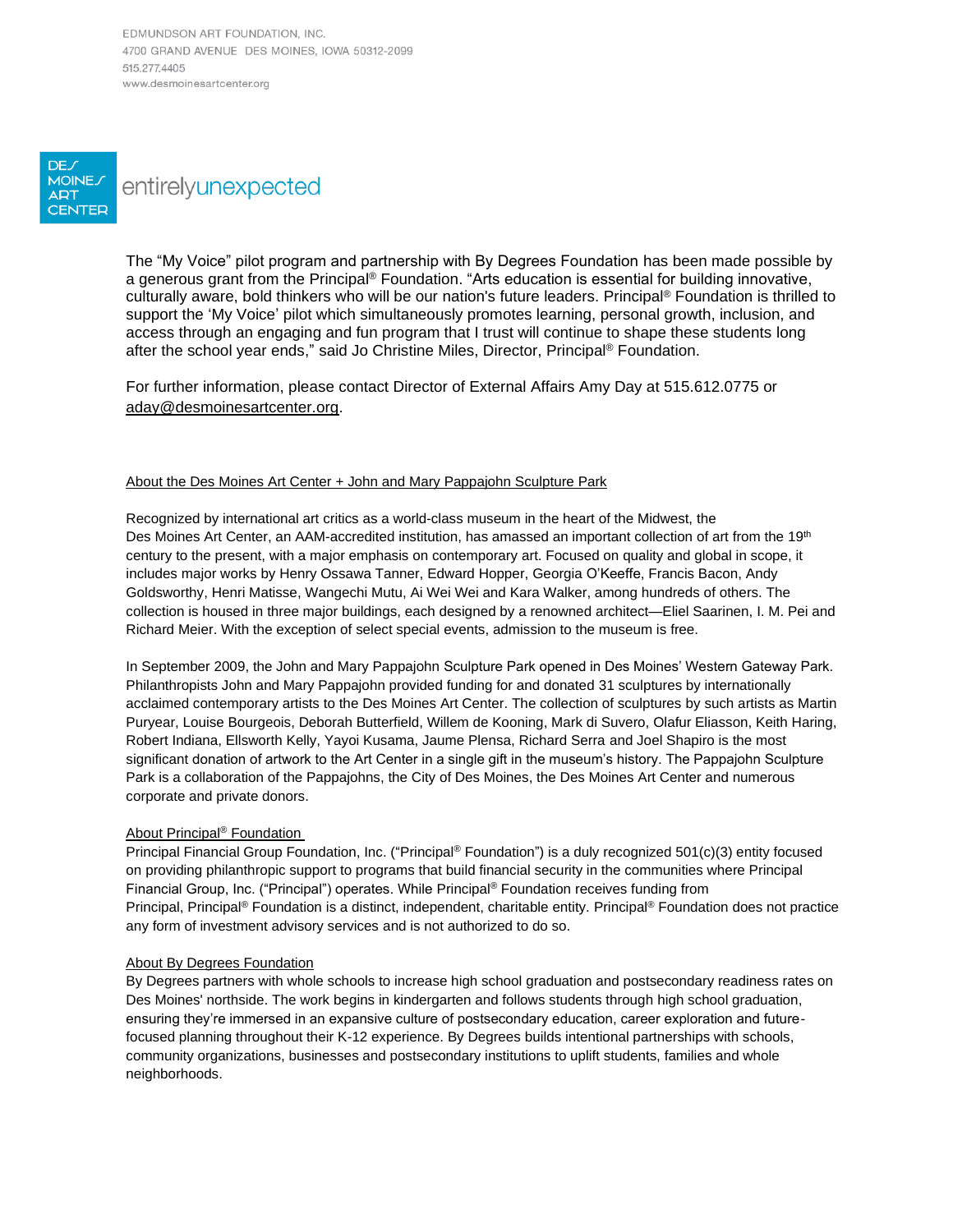EDMUNDSON ART FOUNDATION, INC.
4700 GRAND AVENUE DES MOINES, IOWA 50312-2099
515.277.4405
www.desmoinesartcenter.org

DES MOINES ART CENTER entirelyunexpected

The "My Voice" pilot program and partnership with By Degrees Foundation has been made possible by a generous grant from the Principal® Foundation. "Arts education is essential for building innovative, culturally aware, bold thinkers who will be our nation's future leaders. Principal® Foundation is thrilled to support the 'My Voice' pilot which simultaneously promotes learning, personal growth, inclusion, and access through an engaging and fun program that I trust will continue to shape these students long after the school year ends," said Jo Christine Miles, Director, Principal® Foundation.

For further information, please contact Director of External Affairs Amy Day at 515.612.0775 or aday@desmoinesartcenter.org.

## About the Des Moines Art Center + John and Mary Pappajohn Sculpture Park

Recognized by international art critics as a world-class museum in the heart of the Midwest, the Des Moines Art Center, an AAM-accredited institution, has amassed an important collection of art from the 19th century to the present, with a major emphasis on contemporary art. Focused on quality and global in scope, it includes major works by Henry Ossawa Tanner, Edward Hopper, Georgia O'Keeffe, Francis Bacon, Andy Goldsworthy, Henri Matisse, Wangechi Mutu, Ai Wei Wei and Kara Walker, among hundreds of others. The collection is housed in three major buildings, each designed by a renowned architect—Eliel Saarinen, I. M. Pei and Richard Meier. With the exception of select special events, admission to the museum is free.

In September 2009, the John and Mary Pappajohn Sculpture Park opened in Des Moines' Western Gateway Park. Philanthropists John and Mary Pappajohn provided funding for and donated 31 sculptures by internationally acclaimed contemporary artists to the Des Moines Art Center. The collection of sculptures by such artists as Martin Puryear, Louise Bourgeois, Deborah Butterfield, Willem de Kooning, Mark di Suvero, Olafur Eliasson, Keith Haring, Robert Indiana, Ellsworth Kelly, Yayoi Kusama, Jaume Plensa, Richard Serra and Joel Shapiro is the most significant donation of artwork to the Art Center in a single gift in the museum's history. The Pappajohn Sculpture Park is a collaboration of the Pappajohns, the City of Des Moines, the Des Moines Art Center and numerous corporate and private donors.

## About Principal® Foundation

Principal Financial Group Foundation, Inc. ("Principal® Foundation") is a duly recognized 501(c)(3) entity focused on providing philanthropic support to programs that build financial security in the communities where Principal Financial Group, Inc. ("Principal") operates. While Principal® Foundation receives funding from Principal, Principal® Foundation is a distinct, independent, charitable entity. Principal® Foundation does not practice any form of investment advisory services and is not authorized to do so.

## About By Degrees Foundation

By Degrees partners with whole schools to increase high school graduation and postsecondary readiness rates on Des Moines' northside. The work begins in kindergarten and follows students through high school graduation, ensuring they're immersed in an expansive culture of postsecondary education, career exploration and future-focused planning throughout their K-12 experience. By Degrees builds intentional partnerships with schools, community organizations, businesses and postsecondary institutions to uplift students, families and whole neighborhoods.